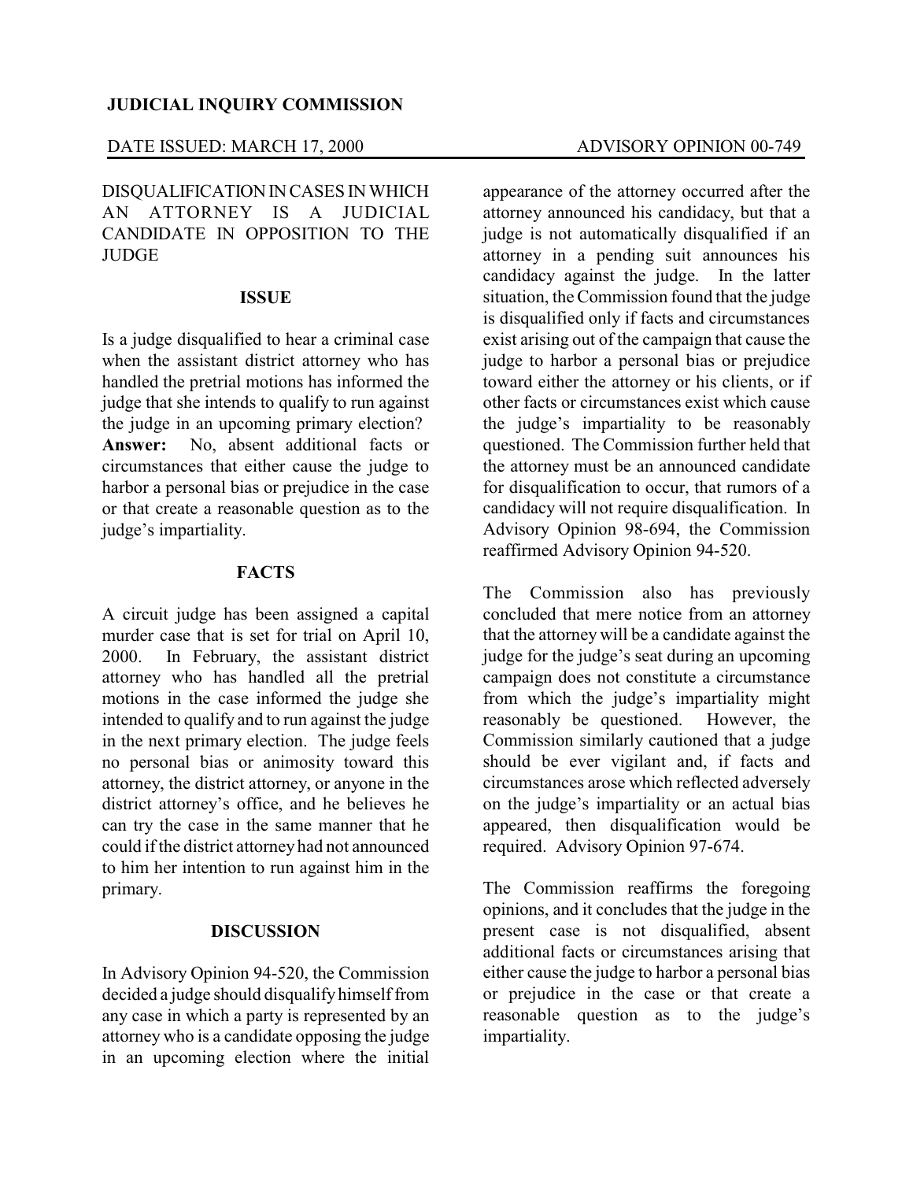**JUDICIAL INQUIRY COMMISSION**

DATE ISSUED: MARCH 17, 2000 ADVISORY OPINION 00-749

DISQUALIFICATION IN CASES IN WHICH AN ATTORNEY IS A JUDICIAL CANDIDATE IN OPPOSITION TO THE JUDGE

**ISSUE**

Is a judge disqualified to hear a criminal case when the assistant district attorney who has handled the pretrial motions has informed the judge that she intends to qualify to run against the judge in an upcoming primary election? **Answer:** No, absent additional facts or circumstances that either cause the judge to harbor a personal bias or prejudice in the case or that create a reasonable question as to the judge's impartiality.

**FACTS**

A circuit judge has been assigned a capital murder case that is set for trial on April 10, 2000. In February, the assistant district attorney who has handled all the pretrial motions in the case informed the judge she intended to qualify and to run against the judge in the next primary election. The judge feels no personal bias or animosity toward this attorney, the district attorney, or anyone in the district attorney's office, and he believes he can try the case in the same manner that he could if the district attorney had not announced to him her intention to run against him in the primary.

**DISCUSSION**

In Advisory Opinion 94-520, the Commission decided a judge should disqualify himself from any case in which a party is represented by an attorney who is a candidate opposing the judge in an upcoming election where the initial appearance of the attorney occurred after the attorney announced his candidacy, but that a judge is not automatically disqualified if an attorney in a pending suit announces his candidacy against the judge. In the latter situation, the Commission found that the judge is disqualified only if facts and circumstances exist arising out of the campaign that cause the judge to harbor a personal bias or prejudice toward either the attorney or his clients, or if other facts or circumstances exist which cause the judge's impartiality to be reasonably questioned. The Commission further held that the attorney must be an announced candidate for disqualification to occur, that rumors of a candidacy will not require disqualification. In Advisory Opinion 98-694, the Commission reaffirmed Advisory Opinion 94-520.

The Commission also has previously concluded that mere notice from an attorney that the attorney will be a candidate against the judge for the judge's seat during an upcoming campaign does not constitute a circumstance from which the judge's impartiality might reasonably be questioned. However, the Commission similarly cautioned that a judge should be ever vigilant and, if facts and circumstances arose which reflected adversely on the judge's impartiality or an actual bias appeared, then disqualification would be required. Advisory Opinion 97-674.

The Commission reaffirms the foregoing opinions, and it concludes that the judge in the present case is not disqualified, absent additional facts or circumstances arising that either cause the judge to harbor a personal bias or prejudice in the case or that create a reasonable question as to the judge's impartiality.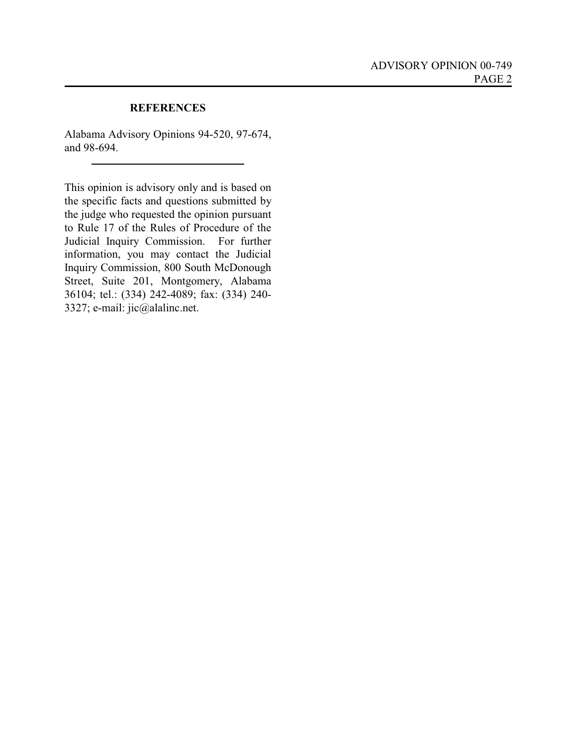## REFERENCES

Alabama Advisory Opinions 94-520, 97-674, and 98-694.

---

This opinion is advisory only and is based on the specific facts and questions submitted by the judge who requested the opinion pursuant to Rule 17 of the Rules of Procedure of the Judicial Inquiry Commission. For further information, you may contact the Judicial Inquiry Commission, 800 South McDonough Street, Suite 201, Montgomery, Alabama 36104; tel.: (334) 242-4089; fax: (334) 240-3327; e-mail: jic@alalinc.net.